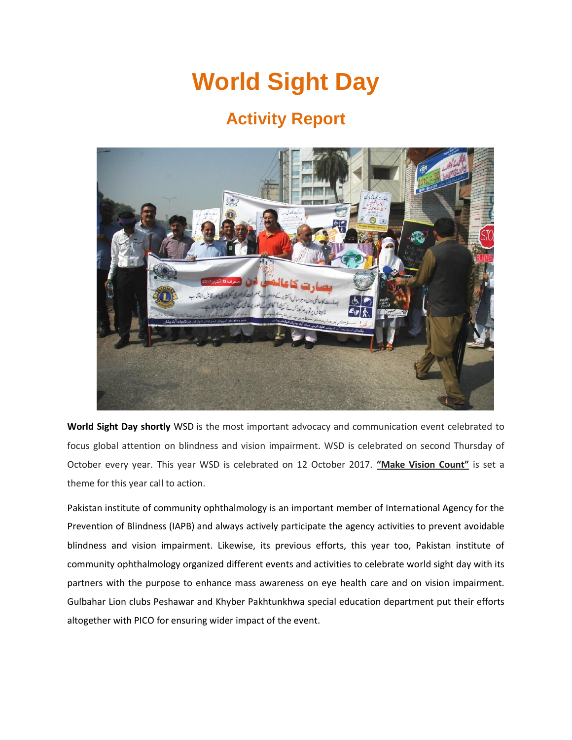# World Sight Day

## Activity Report

**World Sight Day shortly** WSD is the most important advocacy and communication event celebrated to focus global attention on blindness and vision impairment. WSD is celebrated on second Thursday of October every year. This year WSD is celebrated on 12 October 2017. **"Make Vision Count"** is set a theme for this year call to action.

Pakistan institute of community ophthalmology is an important member of International Agency for the Prevention of Blindness (IAPB) and always actively participate the agency activities to prevent avoidable blindness and vision impairment. Likewise, its previous efforts, this year too, Pakistan institute of community ophthalmology organized different events and activities to celebrate world sight day with its partners with the purpose to enhance mass awareness on eye health care and on vision impairment. Gulbahar Lion clubs Peshawar and Khyber Pakhtunkhwa special education department put their efforts altogether with PICO for ensuring wider impact of the event.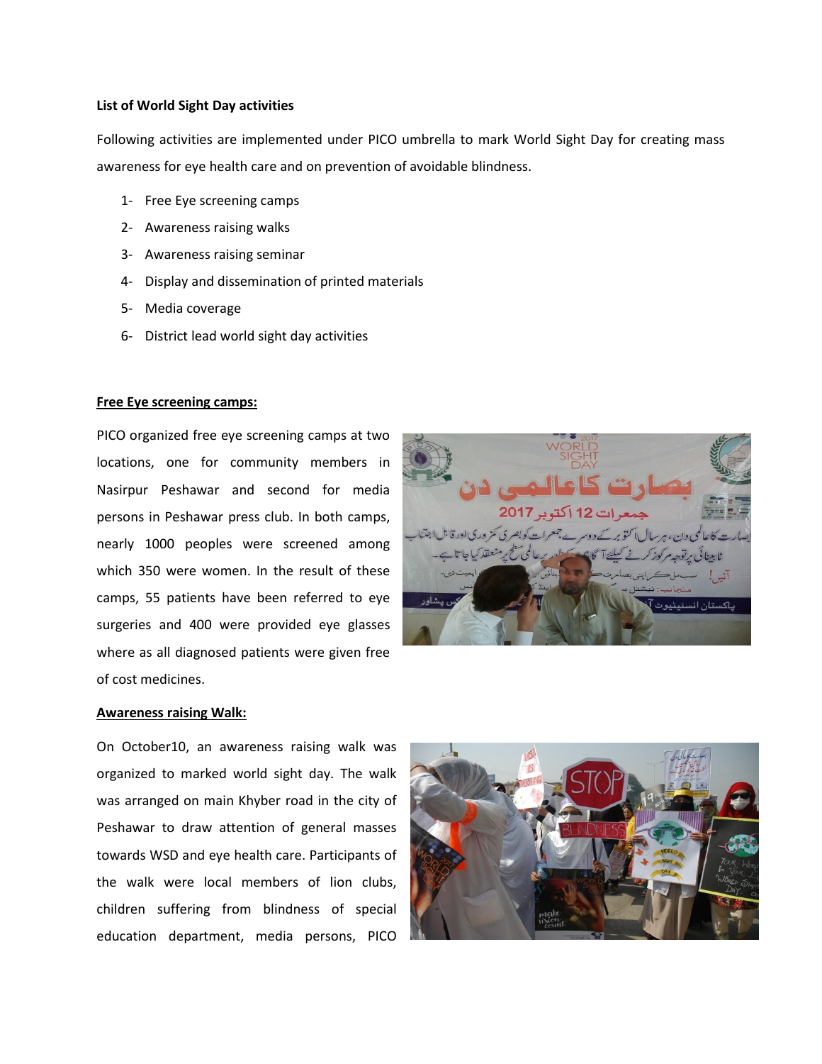**List of World Sight Day activities**

Following activities are implemented under PICO umbrella to mark World Sight Day for creating mass awareness for eye health care and on prevention of avoidable blindness.

1- Free Eye screening camps
2- Awareness raising walks
3- Awareness raising seminar
4- Display and dissemination of printed materials
5- Media coverage
6- District lead world sight day activities

**Free Eye screening camps:**

PICO organized free eye screening camps at two locations, one for community members in Nasirpur Peshawar and second for media persons in Peshawar press club. In both camps, nearly 1000 peoples were screened among which 350 were women. In the result of these camps, 55 patients have been referred to eye surgeries and 400 were provided eye glasses where as all diagnosed patients were given free of cost medicines.

**Awareness raising Walk:**

On October10, an awareness raising walk was organized to marked world sight day. The walk was arranged on main Khyber road in the city of Peshawar to draw attention of general masses towards WSD and eye health care. Participants of the walk were local members of lion clubs, children suffering from blindness of special education department, media persons, PICO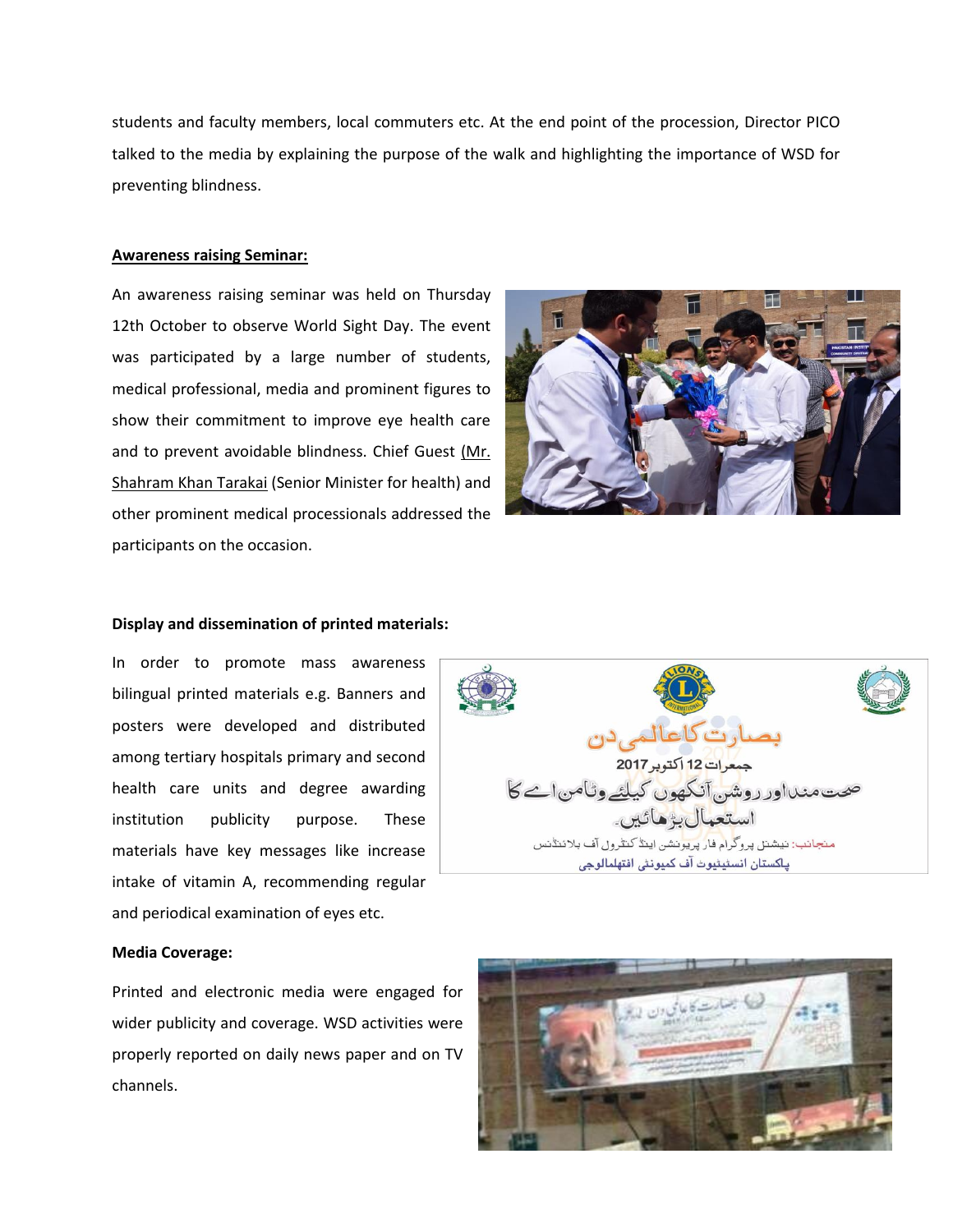students and faculty members, local commuters etc. At the end point of the procession, Director PICO talked to the media by explaining the purpose of the walk and highlighting the importance of WSD for preventing blindness.

**Awareness raising Seminar:**

An awareness raising seminar was held on Thursday 12th October to observe World Sight Day. The event was participated by a large number of students, medical professional, media and prominent figures to show their commitment to improve eye health care and to prevent avoidable blindness. Chief Guest (Mr. Shahram Khan Tarakai (Senior Minister for health) and other prominent medical processionals addressed the participants on the occasion.

**Display and dissemination of printed materials:**

In order to promote mass awareness bilingual printed materials e.g. Banners and posters were developed and distributed among tertiary hospitals primary and second health care units and degree awarding institution publicity purpose. These materials have key messages like increase intake of vitamin A, recommending regular and periodical examination of eyes etc.

**Media Coverage:**

Printed and electronic media were engaged for wider publicity and coverage. WSD activities were properly reported on daily news paper and on TV channels.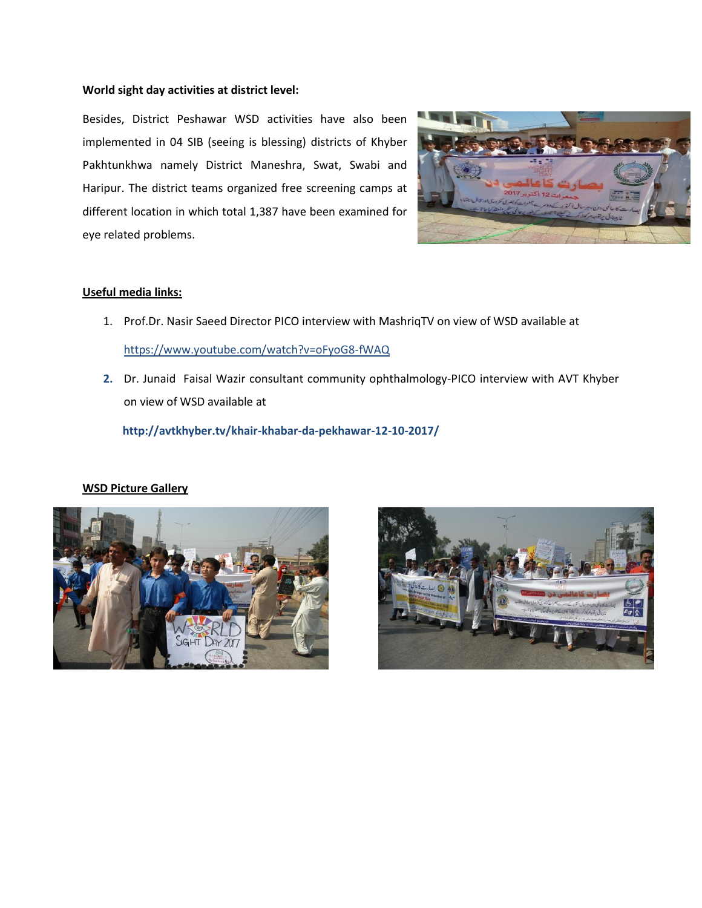**World sight day activities at district level:**

Besides, District Peshawar WSD activities have also been implemented in 04 SIB (seeing is blessing) districts of Khyber Pakhtunkhwa namely District Maneshra, Swat, Swabi and Haripur. The district teams organized free screening camps at different location in which total 1,387 have been examined for eye related problems.

**Useful media links:**

1. Prof.Dr. Nasir Saeed Director PICO interview with MashriqTV on view of WSD available at

   https://www.youtube.com/watch?v=oFyoG8-fWAQ

2. Dr. Junaid Faisal Wazir consultant community ophthalmology-PICO interview with AVT Khyber on view of WSD available at

   **http://avtkhyber.tv/khair-khabar-da-pekhawar-12-10-2017/**

**WSD Picture Gallery**